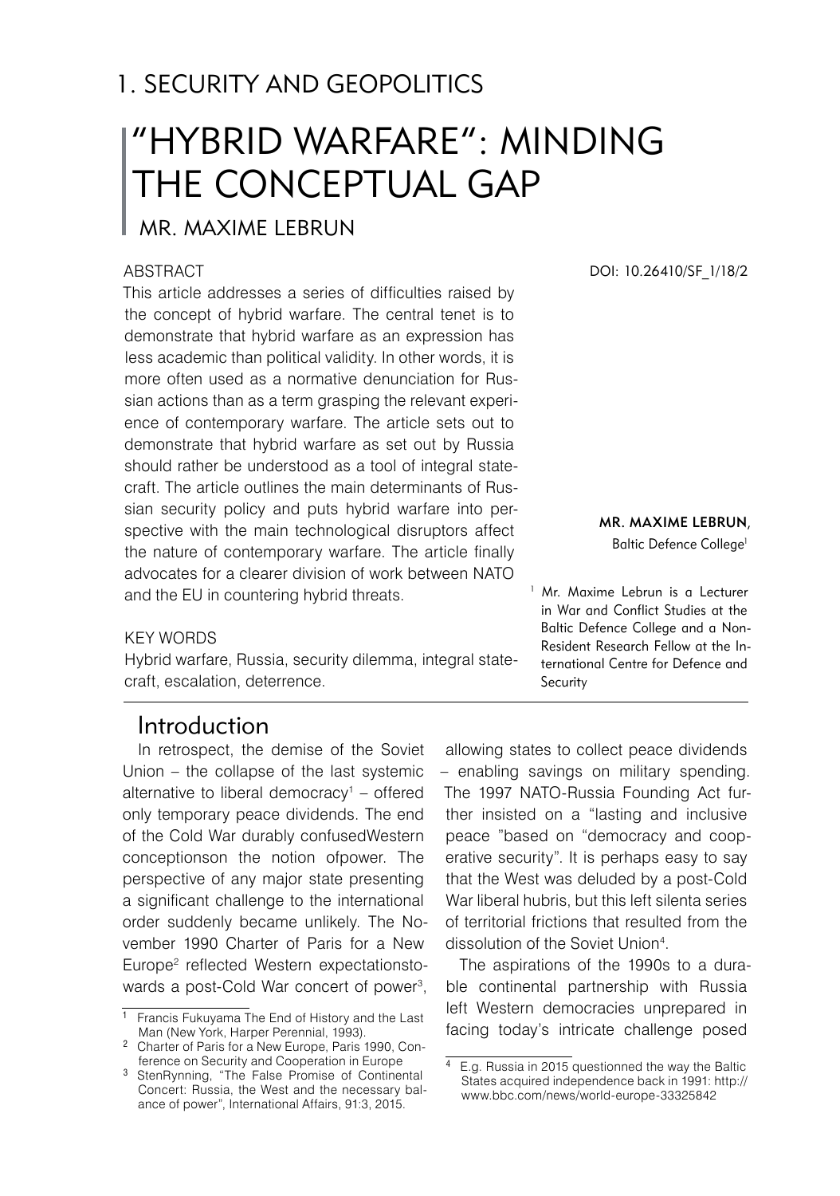# 1. SECURITY AND GEOPOLITICS

# "HYBRID WARFARE": MINDING THE CONCEPTUAL GAP

## MR. MAXIME LEBRUN

DOI: 10.26410/SF_1/18/2

**MR. MAXIME LEBRUN,**
Baltic Defence College[1]

[1] Mr. Maxime Lebrun is a Lecturer in War and Conflict Studies at the Baltic Defence College and a Non-Resident Research Fellow at the International Centre for Defence and Security

### ABSTRACT

This article addresses a series of difficulties raised by the concept of hybrid warfare. The central tenet is to demonstrate that hybrid warfare as an expression has less academic than political validity. In other words, it is more often used as a normative denunciation for Russian actions than as a term grasping the relevant experience of contemporary warfare. The article sets out to demonstrate that hybrid warfare as set out by Russia should rather be understood as a tool of integral statecraft. The article outlines the main determinants of Russian security policy and puts hybrid warfare into perspective with the main technological disruptors affect the nature of contemporary warfare. The article finally advocates for a clearer division of work between NATO and the EU in countering hybrid threats.

### KEY WORDS

Hybrid warfare, Russia, security dilemma, integral statecraft, escalation, deterrence.

## Introduction

In retrospect, the demise of the Soviet Union – the collapse of the last systemic alternative to liberal democracy[1] – offered only temporary peace dividends. The end of the Cold War durably confusedWestern conceptionson the notion ofpower. The perspective of any major state presenting a significant challenge to the international order suddenly became unlikely. The November 1990 Charter of Paris for a New Europe[2] reflected Western expectationstowards a post-Cold War concert of power[3], allowing states to collect peace dividends – enabling savings on military spending. The 1997 NATO-Russia Founding Act further insisted on a "lasting and inclusive peace "based on "democracy and cooperative security". It is perhaps easy to say that the West was deluded by a post-Cold War liberal hubris, but this left silenta series of territorial frictions that resulted from the dissolution of the Soviet Union[4].

The aspirations of the 1990s to a durable continental partnership with Russia left Western democracies unprepared in facing today's intricate challenge posed

[1] Francis Fukuyama The End of History and the Last Man (New York, Harper Perennial, 1993).

[2] Charter of Paris for a New Europe, Paris 1990, Conference on Security and Cooperation in Europe

[3] StenRynning, "The False Promise of Continental Concert: Russia, the West and the necessary balance of power", International Affairs, 91:3, 2015.

[4] E.g. Russia in 2015 questionned the way the Baltic States acquired independence back in 1991: http://www.bbc.com/news/world-europe-33325842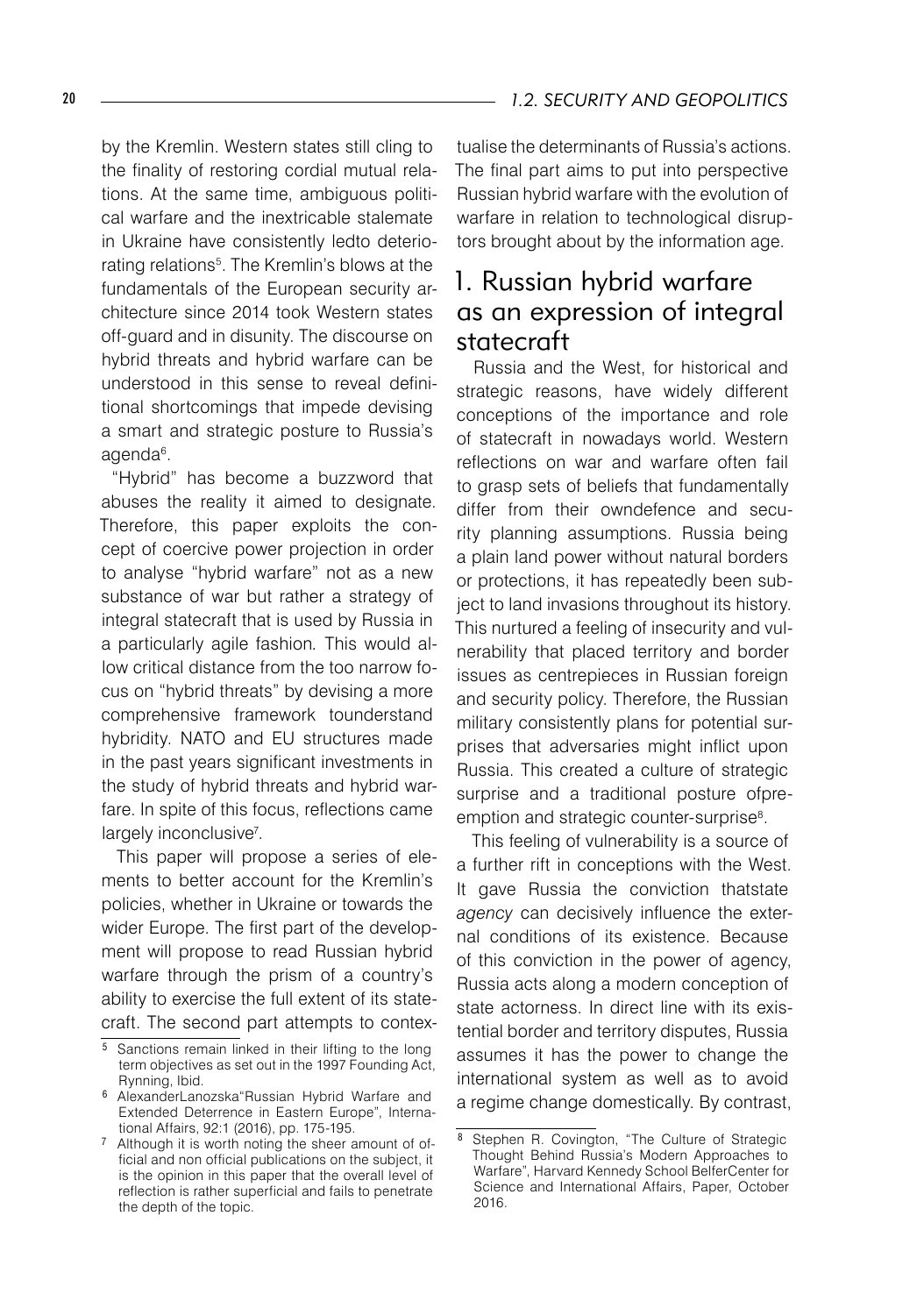by the Kremlin. Western states still cling to the finality of restoring cordial mutual relations. At the same time, ambiguous political warfare and the inextricable stalemate in Ukraine have consistently ledto deteriorating relations[5]. The Kremlin's blows at the fundamentals of the European security architecture since 2014 took Western states off-guard and in disunity. The discourse on hybrid threats and hybrid warfare can be understood in this sense to reveal definitional shortcomings that impede devising a smart and strategic posture to Russia's agenda[6].

"Hybrid" has become a buzzword that abuses the reality it aimed to designate. Therefore, this paper exploits the concept of coercive power projection in order to analyse "hybrid warfare" not as a new substance of war but rather a strategy of integral statecraft that is used by Russia in a particularly agile fashion. This would allow critical distance from the too narrow focus on "hybrid threats" by devising a more comprehensive framework tounderstand hybridity. NATO and EU structures made in the past years significant investments in the study of hybrid threats and hybrid warfare. In spite of this focus, reflections came largely inconclusive[7].

This paper will propose a series of elements to better account for the Kremlin's policies, whether in Ukraine or towards the wider Europe. The first part of the development will propose to read Russian hybrid warfare through the prism of a country's ability to exercise the full extent of its statecraft. The second part attempts to contextualise the determinants of Russia's actions. The final part aims to put into perspective Russian hybrid warfare with the evolution of warfare in relation to technological disruptors brought about by the information age.

## 1. Russian hybrid warfare as an expression of integral statecraft

Russia and the West, for historical and strategic reasons, have widely different conceptions of the importance and role of statecraft in nowadays world. Western reflections on war and warfare often fail to grasp sets of beliefs that fundamentally differ from their owndefence and security planning assumptions. Russia being a plain land power without natural borders or protections, it has repeatedly been subject to land invasions throughout its history. This nurtured a feeling of insecurity and vulnerability that placed territory and border issues as centrepieces in Russian foreign and security policy. Therefore, the Russian military consistently plans for potential surprises that adversaries might inflict upon Russia. This created a culture of strategic surprise and a traditional posture ofpre-emption and strategic counter-surprise[8].

This feeling of vulnerability is a source of a further rift in conceptions with the West. It gave Russia the conviction thatstate *agency* can decisively influence the external conditions of its existence. Because of this conviction in the power of agency, Russia acts along a modern conception of state actorness. In direct line with its existential border and territory disputes, Russia assumes it has the power to change the international system as well as to avoid a regime change domestically. By contrast,

---

[5] Sanctions remain linked in their lifting to the long term objectives as set out in the 1997 Founding Act, Rynning, Ibid.

[6] AlexanderLanozska"Russian Hybrid Warfare and Extended Deterrence in Eastern Europe", International Affairs, 92:1 (2016), pp. 175-195.

[7] Although it is worth noting the sheer amount of official and non official publications on the subject, it is the opinion in this paper that the overall level of reflection is rather superficial and fails to penetrate the depth of the topic.

[8] Stephen R. Covington, "The Culture of Strategic Thought Behind Russia's Modern Approaches to Warfare", Harvard Kennedy School BelferCenter for Science and International Affairs, Paper, October 2016.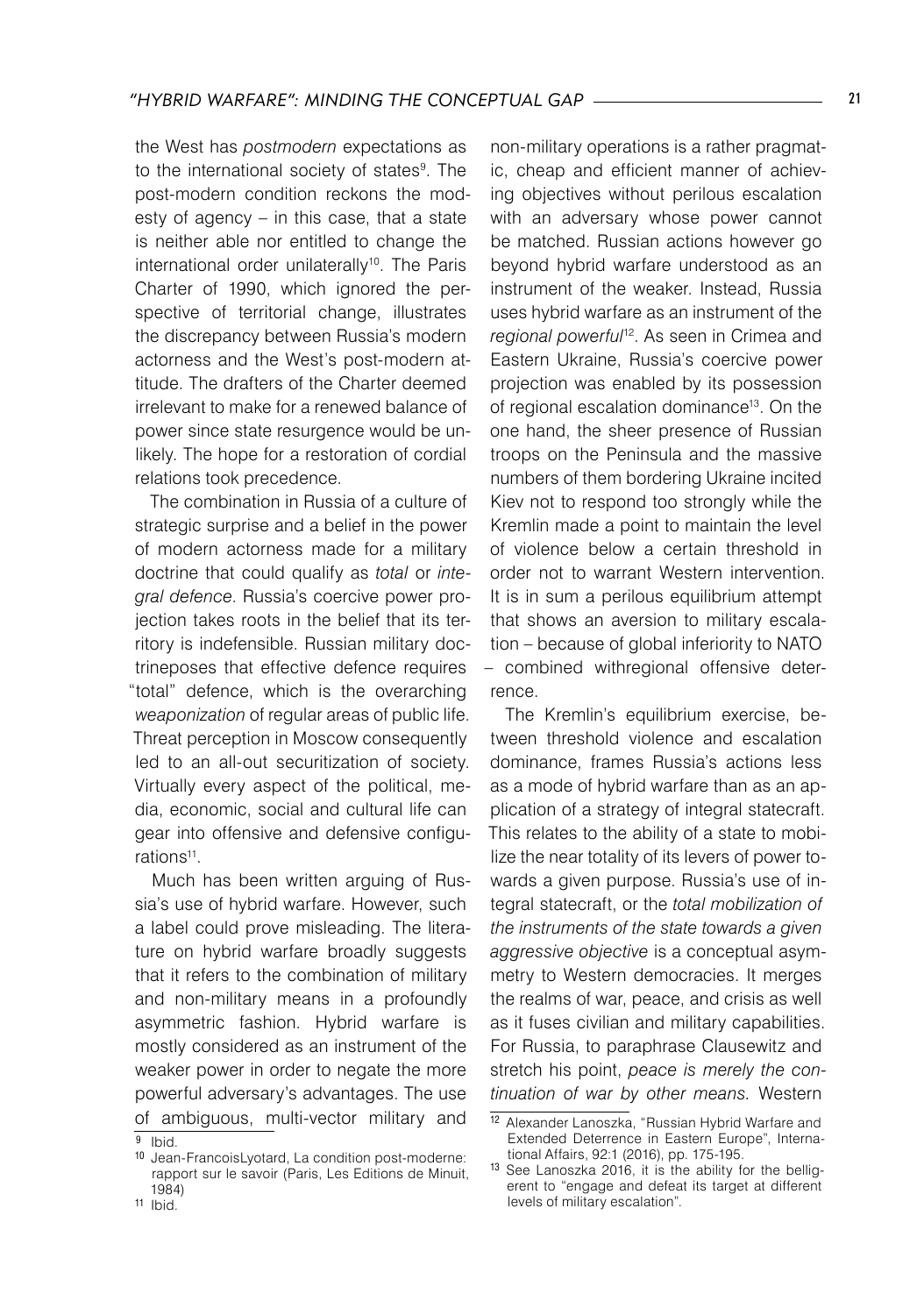the West has *postmodern* expectations as to the international society of states[9]. The post-modern condition reckons the modesty of agency – in this case, that a state is neither able nor entitled to change the international order unilaterally[10]. The Paris Charter of 1990, which ignored the perspective of territorial change, illustrates the discrepancy between Russia's modern actorness and the West's post-modern attitude. The drafters of the Charter deemed irrelevant to make for a renewed balance of power since state resurgence would be unlikely. The hope for a restoration of cordial relations took precedence.

The combination in Russia of a culture of strategic surprise and a belief in the power of modern actorness made for a military doctrine that could qualify as *total* or *integral defence*. Russia's coercive power projection takes roots in the belief that its territory is indefensible. Russian military doctrineposes that effective defence requires "total" defence, which is the overarching *weaponization* of regular areas of public life. Threat perception in Moscow consequently led to an all-out securitization of society. Virtually every aspect of the political, media, economic, social and cultural life can gear into offensive and defensive configurations[11].

Much has been written arguing of Russia's use of hybrid warfare. However, such a label could prove misleading. The literature on hybrid warfare broadly suggests that it refers to the combination of military and non-military means in a profoundly asymmetric fashion. Hybrid warfare is mostly considered as an instrument of the weaker power in order to negate the more powerful adversary's advantages. The use of ambiguous, multi-vector military and non-military operations is a rather pragmatic, cheap and efficient manner of achieving objectives without perilous escalation with an adversary whose power cannot be matched. Russian actions however go beyond hybrid warfare understood as an instrument of the weaker. Instead, Russia uses hybrid warfare as an instrument of the *regional powerful*[12]. As seen in Crimea and Eastern Ukraine, Russia's coercive power projection was enabled by its possession of regional escalation dominance[13]. On the one hand, the sheer presence of Russian troops on the Peninsula and the massive numbers of them bordering Ukraine incited Kiev not to respond too strongly while the Kremlin made a point to maintain the level of violence below a certain threshold in order not to warrant Western intervention. It is in sum a perilous equilibrium attempt that shows an aversion to military escalation – because of global inferiority to NATO – combined withregional offensive deterrence.

The Kremlin's equilibrium exercise, between threshold violence and escalation dominance, frames Russia's actions less as a mode of hybrid warfare than as an application of a strategy of integral statecraft. This relates to the ability of a state to mobilize the near totality of its levers of power towards a given purpose. Russia's use of integral statecraft, or the *total mobilization of the instruments of the state towards a given aggressive objective* is a conceptual asymmetry to Western democracies. It merges the realms of war, peace, and crisis as well as it fuses civilian and military capabilities. For Russia, to paraphrase Clausewitz and stretch his point, *peace is merely the continuation of war by other means.* Western

---

[9] Ibid.

[10] Jean-FrancoisLyotard, La condition post-moderne: rapport sur le savoir (Paris, Les Editions de Minuit, 1984)

[11] Ibid.

[12] Alexander Lanoszka, "Russian Hybrid Warfare and Extended Deterrence in Eastern Europe", International Affairs, 92:1 (2016), pp. 175-195.

[13] See Lanoszka 2016, it is the ability for the belligerent to "engage and defeat its target at different levels of military escalation".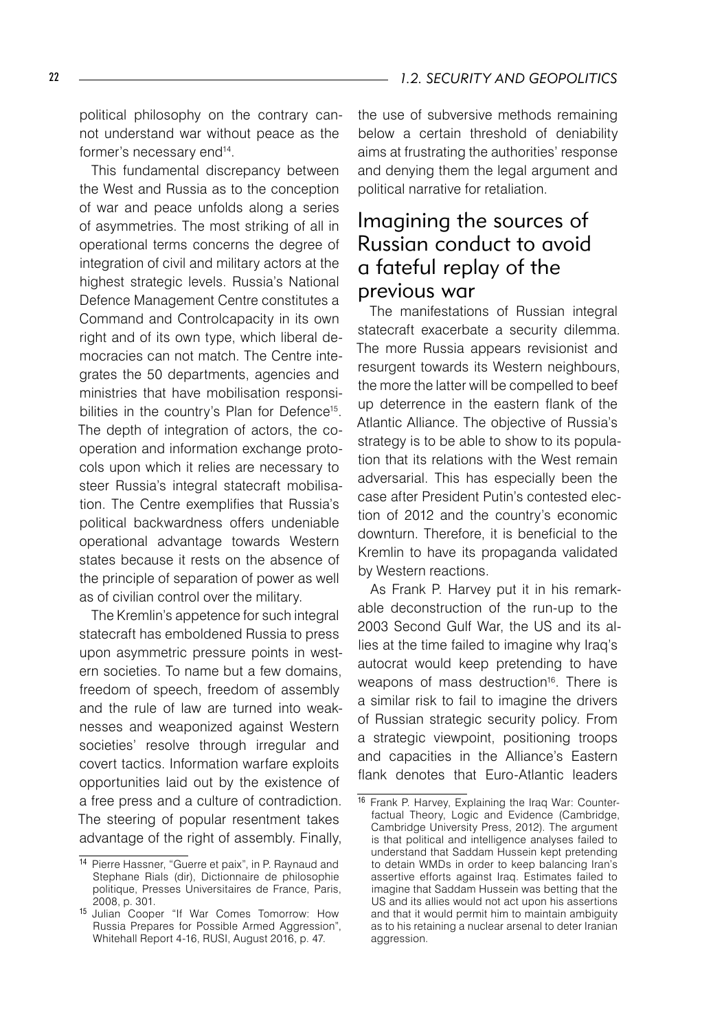political philosophy on the contrary cannot understand war without peace as the former's necessary end[14].

This fundamental discrepancy between the West and Russia as to the conception of war and peace unfolds along a series of asymmetries. The most striking of all in operational terms concerns the degree of integration of civil and military actors at the highest strategic levels. Russia's National Defence Management Centre constitutes a Command and Controlcapacity in its own right and of its own type, which liberal democracies can not match. The Centre integrates the 50 departments, agencies and ministries that have mobilisation responsibilities in the country's Plan for Defence[15]. The depth of integration of actors, the cooperation and information exchange protocols upon which it relies are necessary to steer Russia's integral statecraft mobilisation. The Centre exemplifies that Russia's political backwardness offers undeniable operational advantage towards Western states because it rests on the absence of the principle of separation of power as well as of civilian control over the military.

The Kremlin's appetence for such integral statecraft has emboldened Russia to press upon asymmetric pressure points in western societies. To name but a few domains, freedom of speech, freedom of assembly and the rule of law are turned into weaknesses and weaponized against Western societies' resolve through irregular and covert tactics. Information warfare exploits opportunities laid out by the existence of a free press and a culture of contradiction. The steering of popular resentment takes advantage of the right of assembly. Finally, the use of subversive methods remaining below a certain threshold of deniability aims at frustrating the authorities' response and denying them the legal argument and political narrative for retaliation.

## Imagining the sources of Russian conduct to avoid a fateful replay of the previous war

The manifestations of Russian integral statecraft exacerbate a security dilemma. The more Russia appears revisionist and resurgent towards its Western neighbours, the more the latter will be compelled to beef up deterrence in the eastern flank of the Atlantic Alliance. The objective of Russia's strategy is to be able to show to its population that its relations with the West remain adversarial. This has especially been the case after President Putin's contested election of 2012 and the country's economic downturn. Therefore, it is beneficial to the Kremlin to have its propaganda validated by Western reactions.

As Frank P. Harvey put it in his remarkable deconstruction of the run-up to the 2003 Second Gulf War, the US and its allies at the time failed to imagine why Iraq's autocrat would keep pretending to have weapons of mass destruction[16]. There is a similar risk to fail to imagine the drivers of Russian strategic security policy. From a strategic viewpoint, positioning troops and capacities in the Alliance's Eastern flank denotes that Euro-Atlantic leaders

---

[14] Pierre Hassner, "Guerre et paix", in P. Raynaud and Stephane Rials (dir), Dictionnaire de philosophie politique, Presses Universitaires de France, Paris, 2008, p. 301.

[15] Julian Cooper "If War Comes Tomorrow: How Russia Prepares for Possible Armed Aggression", Whitehall Report 4-16, RUSI, August 2016, p. 47.

[16] Frank P. Harvey, Explaining the Iraq War: Counterfactual Theory, Logic and Evidence (Cambridge, Cambridge University Press, 2012). The argument is that political and intelligence analyses failed to understand that Saddam Hussein kept pretending to detain WMDs in order to keep balancing Iran's assertive efforts against Iraq. Estimates failed to imagine that Saddam Hussein was betting that the US and its allies would not act upon his assertions and that it would permit him to maintain ambiguity as to his retaining a nuclear arsenal to deter Iranian aggression.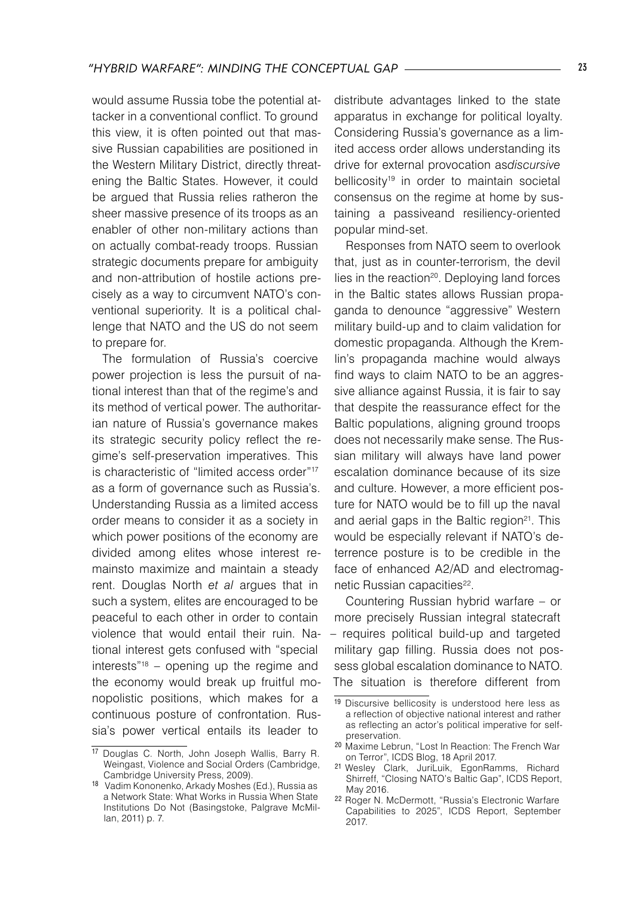would assume Russia tobe the potential attacker in a conventional conflict. To ground this view, it is often pointed out that massive Russian capabilities are positioned in the Western Military District, directly threatening the Baltic States. However, it could be argued that Russia relies ratheron the sheer massive presence of its troops as an enabler of other non-military actions than on actually combat-ready troops. Russian strategic documents prepare for ambiguity and non-attribution of hostile actions precisely as a way to circumvent NATO's conventional superiority. It is a political challenge that NATO and the US do not seem to prepare for.

The formulation of Russia's coercive power projection is less the pursuit of national interest than that of the regime's and its method of vertical power. The authoritarian nature of Russia's governance makes its strategic security policy reflect the regime's self-preservation imperatives. This is characteristic of "limited access order"[17] as a form of governance such as Russia's. Understanding Russia as a limited access order means to consider it as a society in which power positions of the economy are divided among elites whose interest remainsto maximize and maintain a steady rent. Douglas North *et al* argues that in such a system, elites are encouraged to be peaceful to each other in order to contain violence that would entail their ruin. National interest gets confused with "special interests"[18] – opening up the regime and the economy would break up fruitful monopolistic positions, which makes for a continuous posture of confrontation. Russia's power vertical entails its leader to distribute advantages linked to the state apparatus in exchange for political loyalty. Considering Russia's governance as a limited access order allows understanding its drive for external provocation as*discursive* bellicosity[19] in order to maintain societal consensus on the regime at home by sustaining a passiveand resiliency-oriented popular mind-set.

Responses from NATO seem to overlook that, just as in counter-terrorism, the devil lies in the reaction[20]. Deploying land forces in the Baltic states allows Russian propaganda to denounce "aggressive" Western military build-up and to claim validation for domestic propaganda. Although the Kremlin's propaganda machine would always find ways to claim NATO to be an aggressive alliance against Russia, it is fair to say that despite the reassurance effect for the Baltic populations, aligning ground troops does not necessarily make sense. The Russian military will always have land power escalation dominance because of its size and culture. However, a more efficient posture for NATO would be to fill up the naval and aerial gaps in the Baltic region[21]. This would be especially relevant if NATO's deterrence posture is to be credible in the face of enhanced A2/AD and electromagnetic Russian capacities[22].

Countering Russian hybrid warfare – or more precisely Russian integral statecraft – requires political build-up and targeted military gap filling. Russia does not possess global escalation dominance to NATO. The situation is therefore different from

---

[17] Douglas C. North, John Joseph Wallis, Barry R. Weingast, Violence and Social Orders (Cambridge, Cambridge University Press, 2009).

[18] Vadim Kononenko, Arkady Moshes (Ed.), Russia as a Network State: What Works in Russia When State Institutions Do Not (Basingstoke, Palgrave McMillan, 2011) p. 7.

[19] Discursive bellicosity is understood here less as a reflection of objective national interest and rather as reflecting an actor's political imperative for self-preservation.

[20] Maxime Lebrun, "Lost In Reaction: The French War on Terror", ICDS Blog, 18 April 2017.

[21] Wesley Clark, JuriLuik, EgonRamms, Richard Shirreff, "Closing NATO's Baltic Gap", ICDS Report, May 2016.

[22] Roger N. McDermott, "Russia's Electronic Warfare Capabilities to 2025", ICDS Report, September 2017.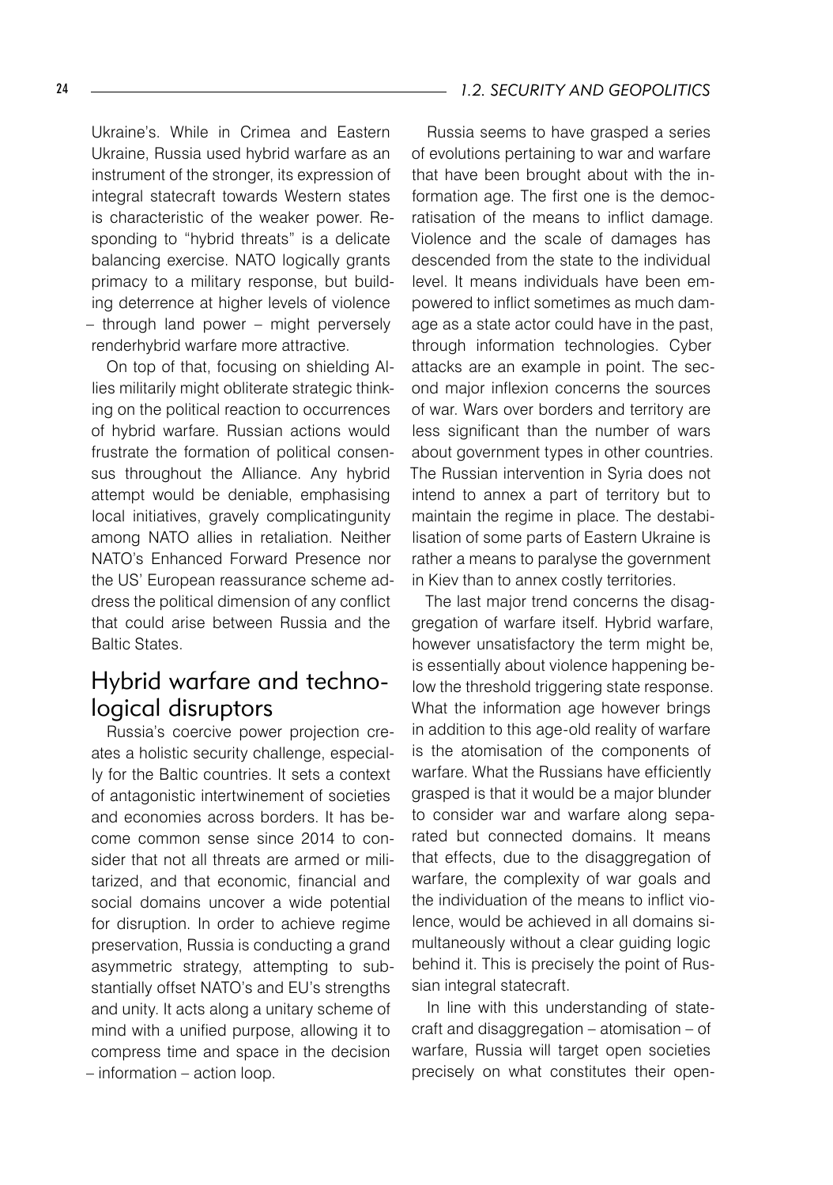Ukraine's. While in Crimea and Eastern Ukraine, Russia used hybrid warfare as an instrument of the stronger, its expression of integral statecraft towards Western states is characteristic of the weaker power. Responding to "hybrid threats" is a delicate balancing exercise. NATO logically grants primacy to a military response, but building deterrence at higher levels of violence – through land power – might perversely renderhybrid warfare more attractive.

On top of that, focusing on shielding Allies militarily might obliterate strategic thinking on the political reaction to occurrences of hybrid warfare. Russian actions would frustrate the formation of political consensus throughout the Alliance. Any hybrid attempt would be deniable, emphasising local initiatives, gravely complicatingunity among NATO allies in retaliation. Neither NATO's Enhanced Forward Presence nor the US' European reassurance scheme address the political dimension of any conflict that could arise between Russia and the Baltic States.

## Hybrid warfare and technological disruptors

Russia's coercive power projection creates a holistic security challenge, especially for the Baltic countries. It sets a context of antagonistic intertwinement of societies and economies across borders. It has become common sense since 2014 to consider that not all threats are armed or militarized, and that economic, financial and social domains uncover a wide potential for disruption. In order to achieve regime preservation, Russia is conducting a grand asymmetric strategy, attempting to substantially offset NATO's and EU's strengths and unity. It acts along a unitary scheme of mind with a unified purpose, allowing it to compress time and space in the decision – information – action loop.

Russia seems to have grasped a series of evolutions pertaining to war and warfare that have been brought about with the information age. The first one is the democratisation of the means to inflict damage. Violence and the scale of damages has descended from the state to the individual level. It means individuals have been empowered to inflict sometimes as much damage as a state actor could have in the past, through information technologies. Cyber attacks are an example in point. The second major inflexion concerns the sources of war. Wars over borders and territory are less significant than the number of wars about government types in other countries. The Russian intervention in Syria does not intend to annex a part of territory but to maintain the regime in place. The destabilisation of some parts of Eastern Ukraine is rather a means to paralyse the government in Kiev than to annex costly territories.

The last major trend concerns the disaggregation of warfare itself. Hybrid warfare, however unsatisfactory the term might be, is essentially about violence happening below the threshold triggering state response. What the information age however brings in addition to this age-old reality of warfare is the atomisation of the components of warfare. What the Russians have efficiently grasped is that it would be a major blunder to consider war and warfare along separated but connected domains. It means that effects, due to the disaggregation of warfare, the complexity of war goals and the individuation of the means to inflict violence, would be achieved in all domains simultaneously without a clear guiding logic behind it. This is precisely the point of Russian integral statecraft.

In line with this understanding of statecraft and disaggregation – atomisation – of warfare, Russia will target open societies precisely on what constitutes their open-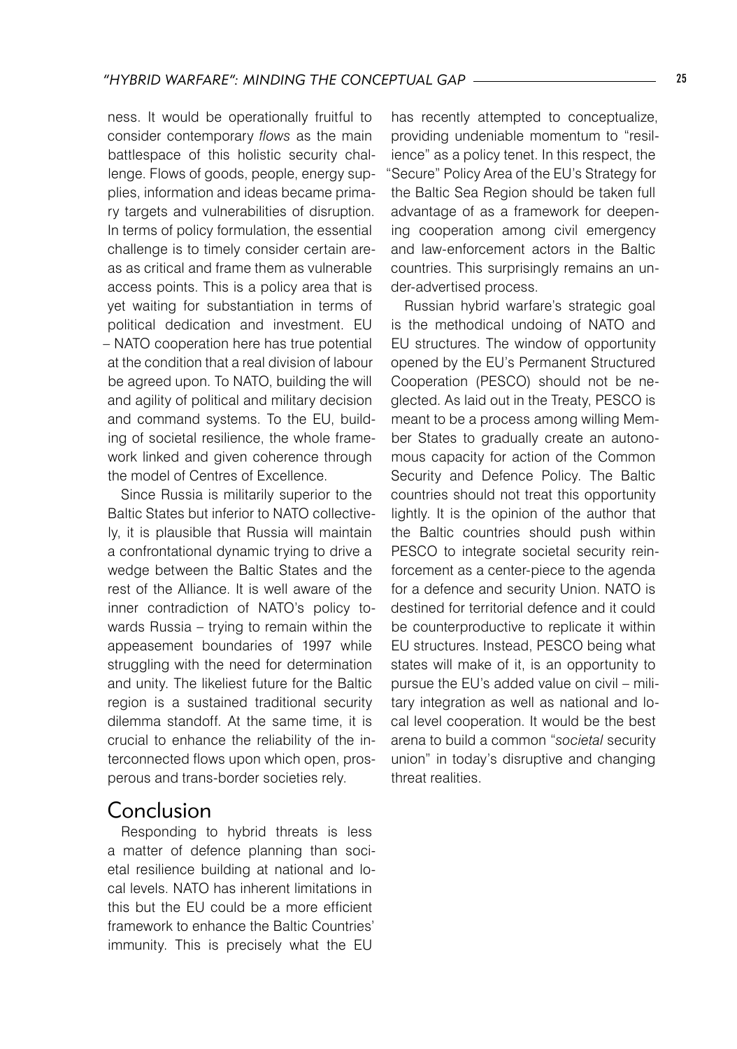ness. It would be operationally fruitful to consider contemporary *flows* as the main battlespace of this holistic security challenge. Flows of goods, people, energy supplies, information and ideas became primary targets and vulnerabilities of disruption. In terms of policy formulation, the essential challenge is to timely consider certain areas as critical and frame them as vulnerable access points. This is a policy area that is yet waiting for substantiation in terms of political dedication and investment. EU – NATO cooperation here has true potential at the condition that a real division of labour be agreed upon. To NATO, building the will and agility of political and military decision and command systems. To the EU, building of societal resilience, the whole framework linked and given coherence through the model of Centres of Excellence.

Since Russia is militarily superior to the Baltic States but inferior to NATO collectively, it is plausible that Russia will maintain a confrontational dynamic trying to drive a wedge between the Baltic States and the rest of the Alliance. It is well aware of the inner contradiction of NATO's policy towards Russia – trying to remain within the appeasement boundaries of 1997 while struggling with the need for determination and unity. The likeliest future for the Baltic region is a sustained traditional security dilemma standoff. At the same time, it is crucial to enhance the reliability of the interconnected flows upon which open, prosperous and trans-border societies rely.

## Conclusion

Responding to hybrid threats is less a matter of defence planning than societal resilience building at national and local levels. NATO has inherent limitations in this but the EU could be a more efficient framework to enhance the Baltic Countries' immunity. This is precisely what the EU has recently attempted to conceptualize, providing undeniable momentum to "resilience" as a policy tenet. In this respect, the "Secure" Policy Area of the EU's Strategy for the Baltic Sea Region should be taken full advantage of as a framework for deepening cooperation among civil emergency and law-enforcement actors in the Baltic countries. This surprisingly remains an under-advertised process.

Russian hybrid warfare's strategic goal is the methodical undoing of NATO and EU structures. The window of opportunity opened by the EU's Permanent Structured Cooperation (PESCO) should not be neglected. As laid out in the Treaty, PESCO is meant to be a process among willing Member States to gradually create an autonomous capacity for action of the Common Security and Defence Policy. The Baltic countries should not treat this opportunity lightly. It is the opinion of the author that the Baltic countries should push within PESCO to integrate societal security reinforcement as a center-piece to the agenda for a defence and security Union. NATO is destined for territorial defence and it could be counterproductive to replicate it within EU structures. Instead, PESCO being what states will make of it, is an opportunity to pursue the EU's added value on civil – military integration as well as national and local level cooperation. It would be the best arena to build a common "*societal* security union" in today's disruptive and changing threat realities.